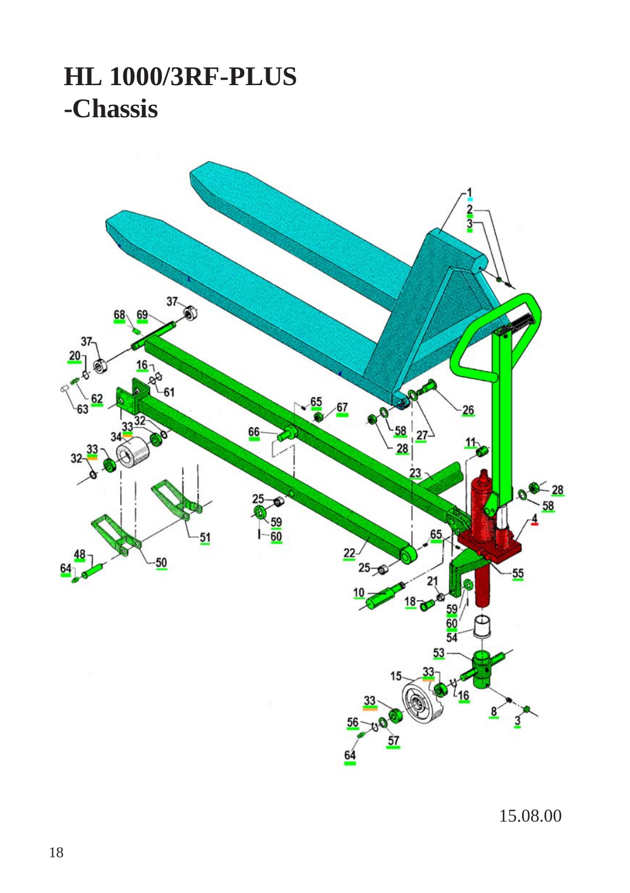# HL 1000/3RF-PLUS
# -Chassis

15.08.00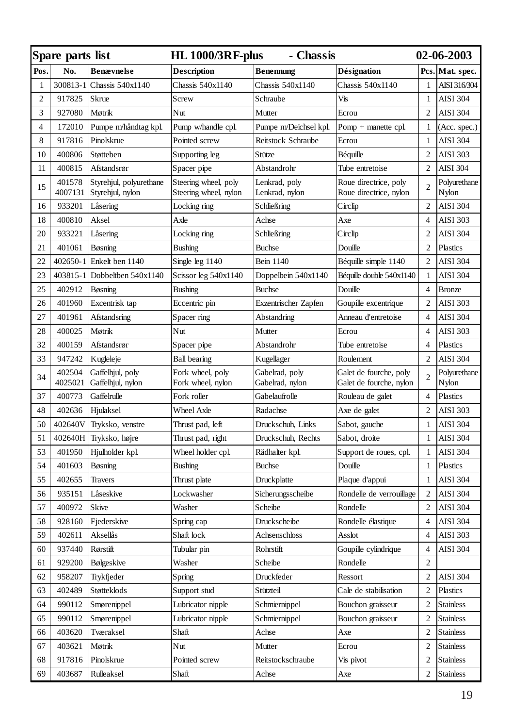| Spare parts list | | HL 1000/3RF-plus | - Chassis | | | 02-06-2003 | |
|---|---|---|---|---|---|---|---|
| **Pos.** | **No.** | **Benævnelse** | **Description** | **Benennung** | **Désignation** | **Pcs.** | **Mat. spec.** |
| 1 | 300813-1 | Chassis 540x1140 | Chassis 540x1140 | Chassis 540x1140 | Chassis 540x1140 | 1 | AISI 316/304 |
| 2 | 917825 | Skrue | Screw | Schraube | Vis | 1 | AISI 304 |
| 3 | 927080 | Møtrik | Nut | Mutter | Ecrou | 2 | AISI 304 |
| 4 | 172010 | Pumpe m/håndtag kpl. | Pump w/handle cpl. | Pumpe m/Deichsel kpl. | Pomp + manette cpl. | 1 | (Acc. spec.) |
| 8 | 917816 | Pinolskrue | Pointed screw | Reitstock Schraube | Ecrou | 1 | AISI 304 |
| 10 | 400806 | Støtteben | Supporting leg | Stütze | Béquille | 2 | AISI 303 |
| 11 | 400815 | Afstandsrør | Spacer pipe | Abstandrohr | Tube entretoise | 2 | AISI 304 |
| 15 | 401578<br>4007131 | Styrehjul, polyurethane<br>Styrehjul, nylon | Steering wheel, poly<br>Steering wheel, nylon | Lenkrad, poly<br>Lenkrad, nylon | Roue directrice, poly<br>Roue directrice, nylon | 2 | Polyurethane<br>Nylon |
| 16 | 933201 | Låsering | Locking ring | Schließring | Circlip | 2 | AISI 304 |
| 18 | 400810 | Aksel | Axle | Achse | Axe | 4 | AISI 303 |
| 20 | 933221 | Låsering | Locking ring | Schließring | Circlip | 2 | AISI 304 |
| 21 | 401061 | Bøsning | Bushing | Buchse | Douille | 2 | Plastics |
| 22 | 402650-1 | Enkelt ben 1140 | Single leg 1140 | Bein 1140 | Béquille simple 1140 | 2 | AISI 304 |
| 23 | 403815-1 | Dobbeltben 540x1140 | Scissor leg 540x1140 | Doppelbein 540x1140 | Béquille double 540x1140 | 1 | AISI 304 |
| 25 | 402912 | Bøsning | Bushing | Buchse | Douille | 4 | Bronze |
| 26 | 401960 | Excentrisk tap | Eccentric pin | Exzentrischer Zapfen | Goupille excentrique | 2 | AISI 303 |
| 27 | 401961 | Afstandsring | Spacer ring | Abstandring | Anneau d'entretoise | 4 | AISI 304 |
| 28 | 400025 | Møtrik | Nut | Mutter | Ecrou | 4 | AISI 303 |
| 32 | 400159 | Afstandsrør | Spacer pipe | Abstandrohr | Tube entretoise | 4 | Plastics |
| 33 | 947242 | Kugleleje | Ball bearing | Kugellager | Roulement | 2 | AISI 304 |
| 34 | 402504<br>4025021 | Gaffelhjul, poly<br>Gaffelhjul, nylon | Fork wheel, poly<br>Fork wheel, nylon | Gabelrad, poly<br>Gabelrad, nylon | Galet de fourche, poly<br>Galet de fourche, nylon | 2 | Polyurethane<br>Nylon |
| 37 | 400773 | Gaffelrulle | Fork roller | Gabelaufrolle | Rouleau de galet | 4 | Plastics |
| 48 | 402636 | Hjulaksel | Wheel Axle | Radachse | Axe de galet | 2 | AISI 303 |
| 50 | 402640V | Tryksko, venstre | Thrust pad, left | Druckschuh, Links | Sabot, gauche | 1 | AISI 304 |
| 51 | 402640H | Trykso, højre | Thrust pad, right | Druckschuh, Rechts | Sabot, droite | 1 | AISI 304 |
| 53 | 401950 | Hjulholder kpl. | Wheel holder cpl. | Rädhalter kpl. | Support de roues, cpl. | 1 | AISI 304 |
| 54 | 401603 | Bøsning | Bushing | Buchse | Douille | 1 | Plastics |
| 55 | 402655 | Travers | Thrust plate | Druckplatte | Plaque d'appui | 1 | AISI 304 |
| 56 | 935151 | Låseskive | Lockwasher | Sicherungsscheibe | Rondelle de verrouillage | 2 | AISI 304 |
| 57 | 400972 | Skive | Washer | Scheibe | Rondelle | 2 | AISI 304 |
| 58 | 928160 | Fjederskive | Spring cap | Druckscheibe | Rondelle élastique | 4 | AISI 304 |
| 59 | 402611 | Aksellås | Shaft lock | Achsenschloss | Asslot | 4 | AISI 303 |
| 60 | 937440 | Rørstift | Tubular pin | Rohrstift | Goupille cylindrique | 4 | AISI 304 |
| 61 | 929200 | Bølgeskive | Washer | Scheibe | Rondelle | 2 | |
| 62 | 958207 | Trykfjeder | Spring | Druckfeder | Ressort | 2 | AISI 304 |
| 63 | 402489 | Støtteklods | Support stud | Stützteil | Cale de stabilisation | 2 | Plastics |
| 64 | 990112 | Smørenippel | Lubricator nipple | Schmiernippel | Bouchon graisseur | 2 | Stainless |
| 65 | 990112 | Smørenippel | Lubricator nipple | Schmiernippel | Bouchon graisseur | 2 | Stainless |
| 66 | 403620 | Tværaksel | Shaft | Achse | Axe | 2 | Stainless |
| 67 | 403621 | Møtrik | Nut | Mutter | Ecrou | 2 | Stainless |
| 68 | 917816 | Pinolskrue | Pointed screw | Reitstockschraube | Vis pivot | 2 | Stainless |
| 69 | 403687 | Rulleaksel | Shaft | Achse | Axe | 2 | Stainless |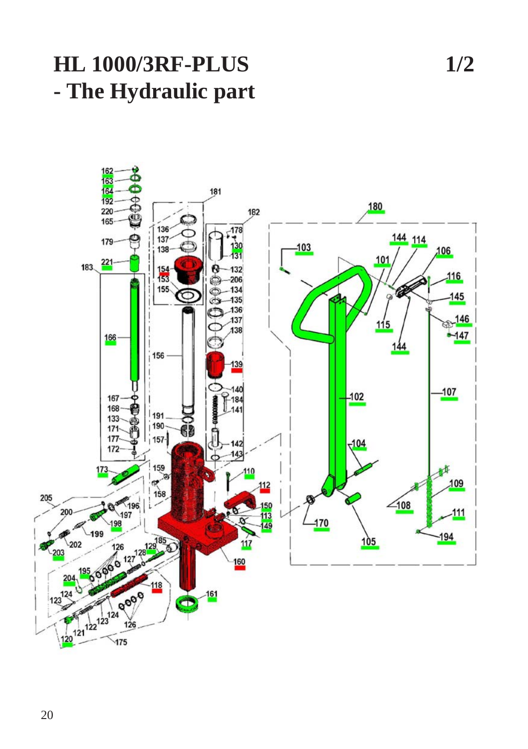# HL 1000/3RF-PLUS - The Hydraulic part

1/2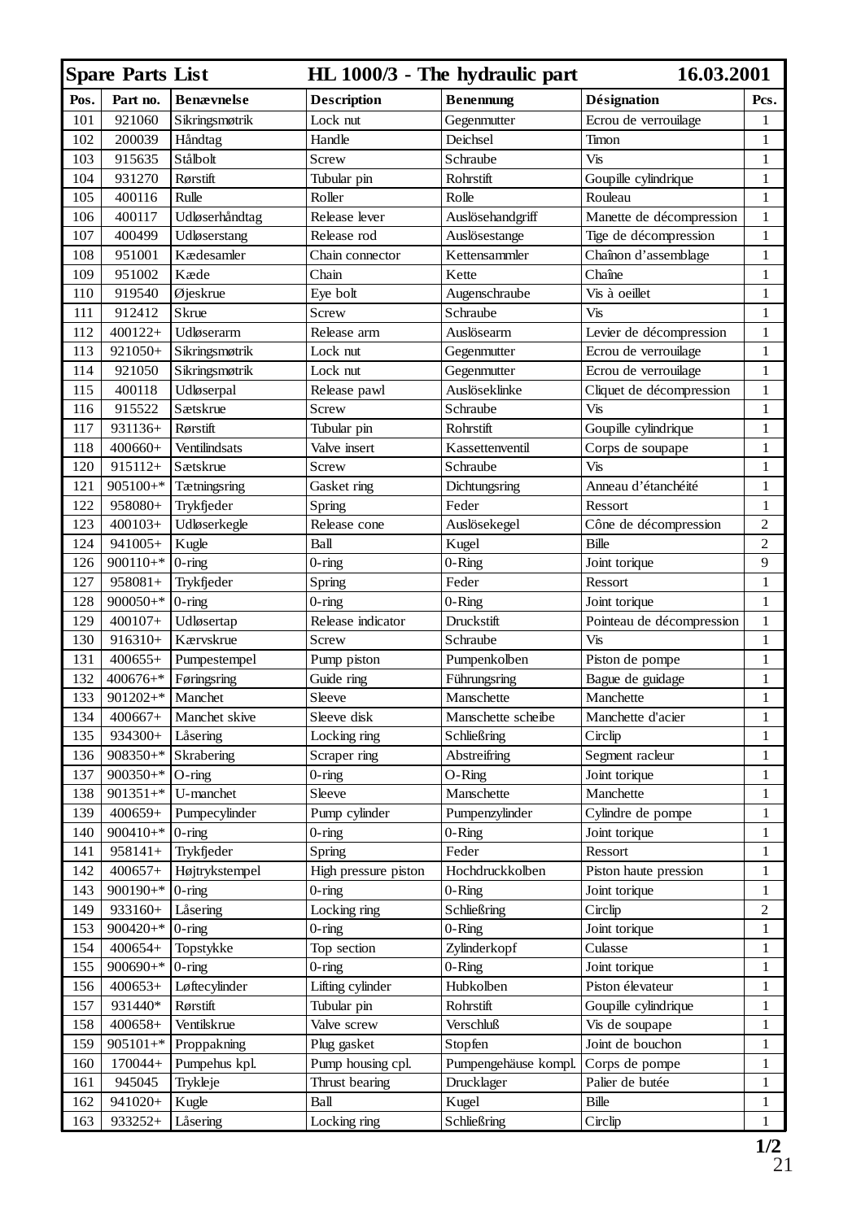| Spare Parts List | | HL 1000/3 - The hydraulic part | | | 16.03.2001 | |
|---|---|---|---|---|---|---|
| **Pos.** | **Part no.** | **Benævnelse** | **Description** | **Benennung** | **Désignation** | **Pcs.** |
| 101 | 921060 | Sikringsmøtrik | Lock nut | Gegenmutter | Ecrou de verrouilage | 1 |
| 102 | 200039 | Håndtag | Handle | Deichsel | Timon | 1 |
| 103 | 915635 | Stålbolt | Screw | Schraube | Vis | 1 |
| 104 | 931270 | Rørstift | Tubular pin | Rohrstift | Goupille cylindrique | 1 |
| 105 | 400116 | Rulle | Roller | Rolle | Rouleau | 1 |
| 106 | 400117 | Udløserhåndtag | Release lever | Auslösehandgriff | Manette de décompression | 1 |
| 107 | 400499 | Udløserstang | Release rod | Auslösestange | Tige de décompression | 1 |
| 108 | 951001 | Kædesamler | Chain connector | Kettensammler | Chaînon d'assemblage | 1 |
| 109 | 951002 | Kæde | Chain | Kette | Chaîne | 1 |
| 110 | 919540 | Øjeskrue | Eye bolt | Augenschraube | Vis à oeillet | 1 |
| 111 | 912412 | Skrue | Screw | Schraube | Vis | 1 |
| 112 | 400122+ | Udløserarm | Release arm | Auslösearm | Levier de décompression | 1 |
| 113 | 921050+ | Sikringsmøtrik | Lock nut | Gegenmutter | Ecrou de verrouilage | 1 |
| 114 | 921050 | Sikringsmøtrik | Lock nut | Gegenmutter | Ecrou de verrouilage | 1 |
| 115 | 400118 | Udløserpal | Release pawl | Auslöseklinke | Cliquet de décompression | 1 |
| 116 | 915522 | Sætskrue | Screw | Schraube | Vis | 1 |
| 117 | 931136+ | Rørstift | Tubular pin | Rohrstift | Goupille cylindrique | 1 |
| 118 | 400660+ | Ventilindsats | Valve insert | Kassettenventil | Corps de soupape | 1 |
| 120 | 915112+ | Sætskrue | Screw | Schraube | Vis | 1 |
| 121 | 905100+* | Tætningsring | Gasket ring | Dichtungsring | Anneau d'étanchéité | 1 |
| 122 | 958080+ | Trykfjeder | Spring | Feder | Ressort | 1 |
| 123 | 400103+ | Udløserkegle | Release cone | Auslösekegel | Cône de décompression | 2 |
| 124 | 941005+ | Kugle | Ball | Kugel | Bille | 2 |
| 126 | 900110+* | 0-ring | 0-ring | 0-Ring | Joint torique | 9 |
| 127 | 958081+ | Trykfjeder | Spring | Feder | Ressort | 1 |
| 128 | 900050+* | 0-ring | 0-ring | 0-Ring | Joint torique | 1 |
| 129 | 400107+ | Udløsertap | Release indicator | Druckstift | Pointeau de décompression | 1 |
| 130 | 916310+ | Kærvskrue | Screw | Schraube | Vis | 1 |
| 131 | 400655+ | Pumpestempel | Pump piston | Pumpenkolben | Piston de pompe | 1 |
| 132 | 400676+* | Føringsring | Guide ring | Führungsring | Bague de guidage | 1 |
| 133 | 901202+* | Manchet | Sleeve | Manschette | Manchette | 1 |
| 134 | 400667+ | Manchet skive | Sleeve disk | Manschette scheibe | Manchette d'acier | 1 |
| 135 | 934300+ | Låsering | Locking ring | Schließring | Circlip | 1 |
| 136 | 908350+* | Skrabering | Scraper ring | Abstreifring | Segment racleur | 1 |
| 137 | 900350+* | O-ring | 0-ring | O-Ring | Joint torique | 1 |
| 138 | 901351+* | U-manchet | Sleeve | Manschette | Manchette | 1 |
| 139 | 400659+ | Pumpecylinder | Pump cylinder | Pumpenzylinder | Cylindre de pompe | 1 |
| 140 | 900410+* | 0-ring | 0-ring | 0-Ring | Joint torique | 1 |
| 141 | 958141+ | Trykfjeder | Spring | Feder | Ressort | 1 |
| 142 | 400657+ | Højtrykstempel | High pressure piston | Hochdruckkolben | Piston haute pression | 1 |
| 143 | 900190+* | 0-ring | 0-ring | 0-Ring | Joint torique | 1 |
| 149 | 933160+ | Låsering | Locking ring | Schließring | Circlip | 2 |
| 153 | 900420+* | 0-ring | 0-ring | 0-Ring | Joint torique | 1 |
| 154 | 400654+ | Topstykke | Top section | Zylinderkopf | Culasse | 1 |
| 155 | 900690+* | 0-ring | 0-ring | 0-Ring | Joint torique | 1 |
| 156 | 400653+ | Løftecylinder | Lifting cylinder | Hubkolben | Piston élevateur | 1 |
| 157 | 931440* | Rørstift | Tubular pin | Rohrstift | Goupille cylindrique | 1 |
| 158 | 400658+ | Ventilskrue | Valve screw | Verschluß | Vis de soupape | 1 |
| 159 | 905101+* | Proppakning | Plug gasket | Stopfen | Joint de bouchon | 1 |
| 160 | 170044+ | Pumpehus kpl. | Pump housing cpl. | Pumpengehäuse kompl. | Corps de pompe | 1 |
| 161 | 945045 | Trykleje | Thrust bearing | Drucklager | Palier de butée | 1 |
| 162 | 941020+ | Kugle | Ball | Kugel | Bille | 1 |
| 163 | 933252+ | Låsering | Locking ring | Schließring | Circlip | 1 |

**1/2**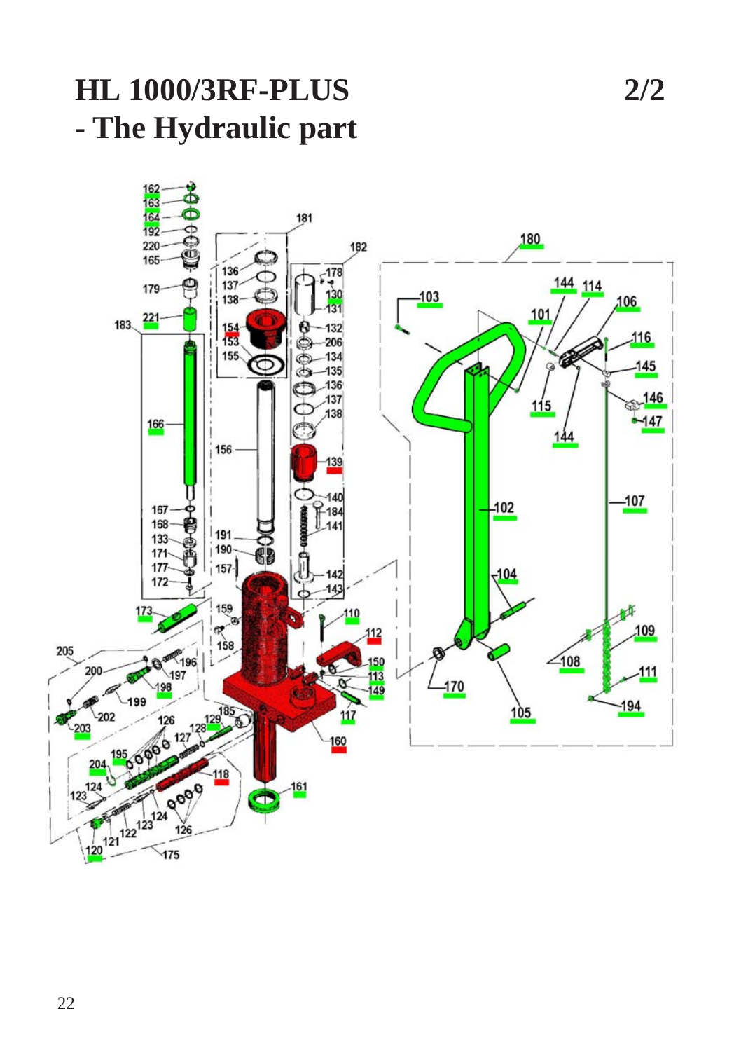# HL 1000/3RF-PLUS 2/2
# - The Hydraulic part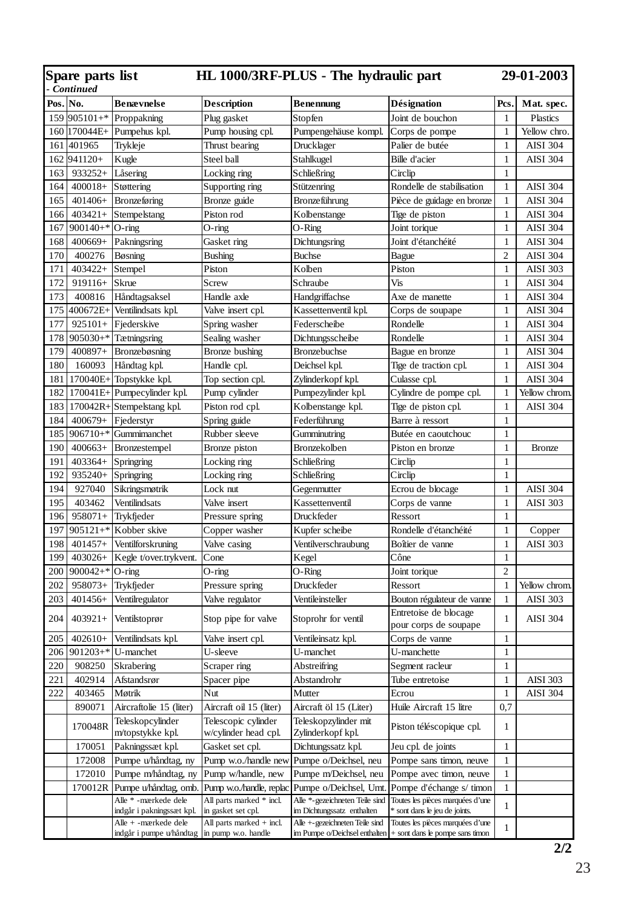## Spare parts list — HL 1000/3RF-PLUS - The hydraulic part — 29-01-2003

*- Continued*

| Pos. | No. | Benævnelse | Description | Benennung | Désignation | Pcs. | Mat. spec. |
|---|---|---|---|---|---|---|---|
| 159 | 905101+* | Proppakning | Plug gasket | Stopfen | Joint de bouchon | 1 | Plastics |
| 160 | 170044E+ | Pumpehus kpl. | Pump housing cpl. | Pumpengehäuse kompl. | Corps de pompe | 1 | Yellow chro. |
| 161 | 401965 | Trykleje | Thrust bearing | Drucklager | Palier de butée | 1 | AISI 304 |
| 162 | 941120+ | Kugle | Steel ball | Stahlkugel | Bille d'acier | 1 | AISI 304 |
| 163 | 933252+ | Låsering | Locking ring | Schließring | Circlip | 1 | |
| 164 | 400018+ | Støttering | Supporting ring | Stützenring | Rondelle de stabilisation | 1 | AISI 304 |
| 165 | 401406+ | Bronzeføring | Bronze guide | Bronzeführung | Pièce de guidage en bronze | 1 | AISI 304 |
| 166 | 403421+ | Stempelstang | Piston rod | Kolbenstange | Tige de piston | 1 | AISI 304 |
| 167 | 900140+* | O-ring | O-ring | O-Ring | Joint torique | 1 | AISI 304 |
| 168 | 400669+ | Pakningsring | Gasket ring | Dichtungsring | Joint d'étanchéité | 1 | AISI 304 |
| 170 | 400276 | Bøsning | Bushing | Buchse | Bague | 2 | AISI 304 |
| 171 | 403422+ | Stempel | Piston | Kolben | Piston | 1 | AISI 303 |
| 172 | 919116+ | Skrue | Screw | Schraube | Vis | 1 | AISI 304 |
| 173 | 400816 | Håndtagsaksel | Handle axle | Handgriffachse | Axe de manette | 1 | AISI 304 |
| 175 | 400672E+ | Ventilindsats kpl. | Valve insert cpl. | Kassettenventil kpl. | Corps de soupape | 1 | AISI 304 |
| 177 | 925101+ | Fjederskive | Spring washer | Federscheibe | Rondelle | 1 | AISI 304 |
| 178 | 905030+* | Tætningsring | Sealing washer | Dichtungsscheibe | Rondelle | 1 | AISI 304 |
| 179 | 400897+ | Bronzebøsning | Bronze bushing | Bronzebuchse | Bague en bronze | 1 | AISI 304 |
| 180 | 160093 | Håndtag kpl. | Handle cpl. | Deichsel kpl. | Tige de traction cpl. | 1 | AISI 304 |
| 181 | 170040E+ | Topstykke kpl. | Top section cpl. | Zylinderkopf kpl. | Culasse cpl. | 1 | AISI 304 |
| 182 | 170041E+ | Pumpecylinder kpl. | Pump cylinder | Pumpezylinder kpl. | Cylindre de pompe cpl. | 1 | Yellow chrom. |
| 183 | 170042R+ | Stempelstang kpl. | Piston rod cpl. | Kolbenstange kpl. | Tige de piston cpl. | 1 | AISI 304 |
| 184 | 400679+ | Fjederstyr | Spring guide | Federführung | Barre à ressort | 1 | |
| 185 | 906710+* | Gummimanchet | Rubber sleeve | Gumminutring | Butée en caoutchouc | 1 | |
| 190 | 400663+ | Bronzestempel | Bronze piston | Bronzekolben | Piston en bronze | 1 | Bronze |
| 191 | 403364+ | Springring | Locking ring | Schließring | Circlip | 1 | |
| 192 | 935240+ | Springring | Locking ring | Schließring | Circlip | 1 | |
| 194 | 927040 | Sikringsmøtrik | Lock nut | Gegenmutter | Ecrou de blocage | 1 | AISI 304 |
| 195 | 403462 | Ventilindsats | Valve insert | Kassettenventil | Corps de vanne | 1 | AISI 303 |
| 196 | 958071+ | Trykfjeder | Pressure spring | Druckfeder | Ressort | 1 | |
| 197 | 905121+* | Kobber skive | Copper washer | Kupfer scheibe | Rondelle d'étanchéité | 1 | Copper |
| 198 | 401457+ | Ventilforskruning | Valve casing | Ventilverschraubung | Boîtier de vanne | 1 | AISI 303 |
| 199 | 403026+ | Kegle t/over.trykvent. | Cone | Kegel | Cône | 1 | |
| 200 | 900042+* | O-ring | O-ring | O-Ring | Joint torique | 2 | |
| 202 | 958073+ | Trykfjeder | Pressure spring | Druckfeder | Ressort | 1 | Yellow chrom. |
| 203 | 401456+ | Ventilregulator | Valve regulator | Ventileinsteller | Bouton régulateur de vanne | 1 | AISI 303 |
| 204 | 403921+ | Ventilstoprør | Stop pipe for valve | Stoprohr for ventil | Entretoise de blocage pour corps de soupape | 1 | AISI 304 |
| 205 | 402610+ | Ventilindsats kpl. | Valve insert cpl. | Ventileinsatz kpl. | Corps de vanne | 1 | |
| 206 | 901203+* | U-manchet | U-sleeve | U-manchet | U-manchette | 1 | |
| 220 | 908250 | Skrabering | Scraper ring | Abstreifring | Segment racleur | 1 | |
| 221 | 402914 | Afstandsrør | Spacer pipe | Abstandrohr | Tube entretoise | 1 | AISI 303 |
| 222 | 403465 | Møtrik | Nut | Mutter | Ecrou | 1 | AISI 304 |
| | 890071 | Aircraftolie 15 (liter) | Aircraft oil 15 (liter) | Aircraft öl 15 (Liter) | Huile Aircraft 15 litre | 0,7 | |
| | 170048R | Teleskopcylinder m/topstykke kpl. | Telescopic cylinder w/cylinder head cpl. | Teleskopzylinder mit Zylinderkopf kpl. | Piston téléscopique cpl. | 1 | |
| | 170051 | Pakningssæt kpl. | Gasket set cpl. | Dichtungssatz kpl. | Jeu cpl. de joints | 1 | |
| | 172008 | Pumpe u/håndtag, ny | Pump w.o./handle new | Pumpe o/Deichsel, neu | Pompe sans timon, neuve | 1 | |
| | 172010 | Pumpe m/håndtag, ny | Pump w/handle, new | Pumpe m/Deichsel, neu | Pompe avec timon, neuve | 1 | |
| | 170012R | Pumpe u/håndtag, omb. | Pump w.o./handle, replac | Pumpe o/Deichsel, Umt. | Pompe d'échange s/ timon | 1 | |
| | | Alle * -mærkede dele indgår i pakningssæt kpl. | All parts marked * incl. in gasket set cpl. | Alle *-gezeichneten Teile sind im Dichtungssatz enthalten | Toutes les pièces marquées d'une * sont dans le jeu de joints. | 1 | |
| | | Alle + -mærkede dele indgår i pumpe u/håndtag | All parts marked + incl. in pump w.o. handle | Alle +-gezeichneten Teile sind im Pumpe o/Deichsel enthalten | Toutes les pièces marquées d'une + sont dans le pompe sans timon | 1 | |